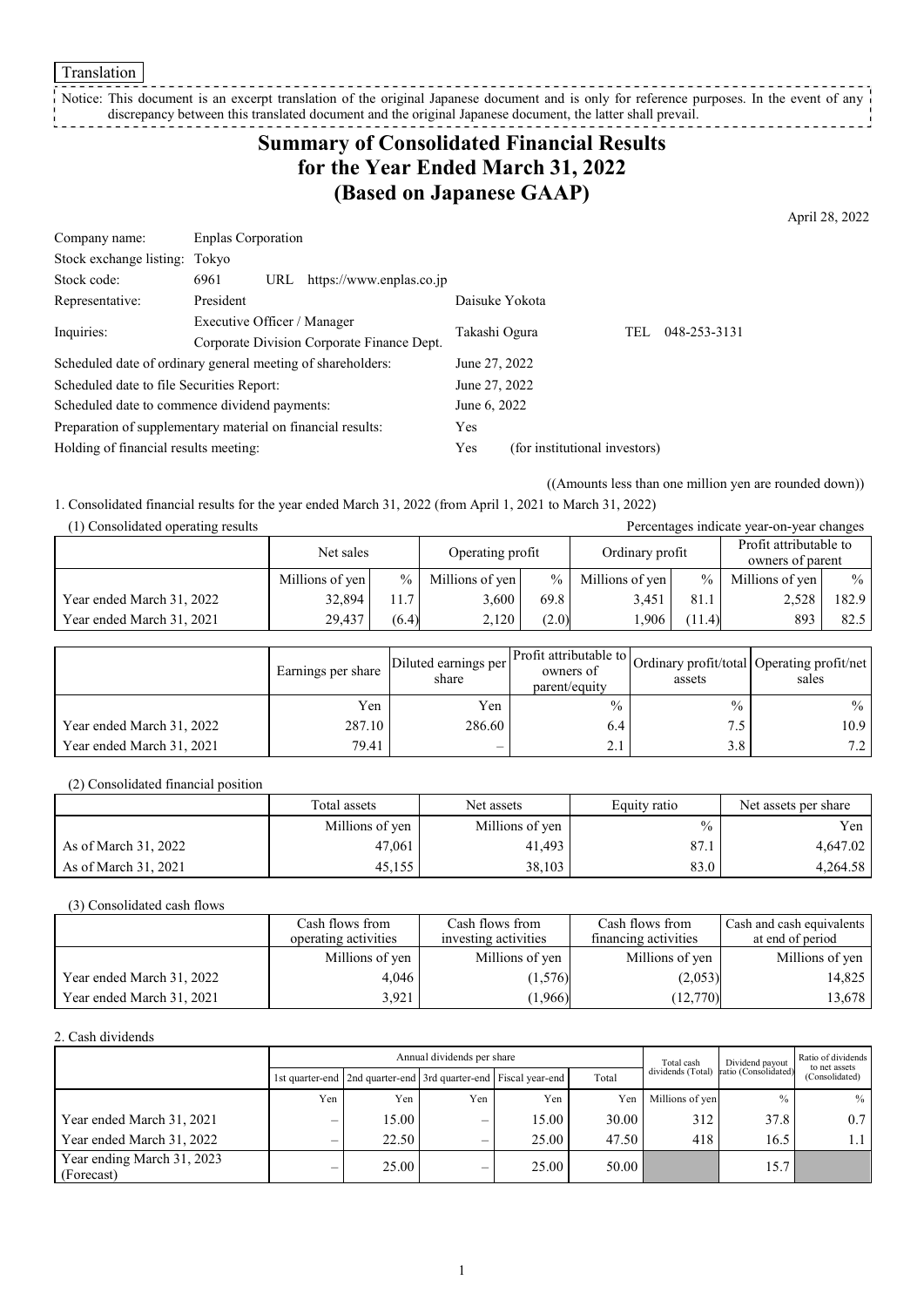Translation

Notice: This document is an excerpt translation of the original Japanese document and is only for reference purposes. In the event of any discrepancy between this translated document and the original Japanese document, the latter shall prevail.

# Summary of Consolidated Financial Results for the Year Ended March 31, 2022 (Based on Japanese GAAP)

April 28, 2022

| | | | |
|---|---|---|---|
| Company name: | Enplas Corporation | | |
| Stock exchange listing: | Tokyo | | |
| Stock code: | 6961 URL https://www.enplas.co.jp | | |
| Representative: | President | Daisuke Yokota | |
| Inquiries: | Executive Officer / Manager Corporate Division Corporate Finance Dept. | Takashi Ogura | TEL 048-253-3131 |

Scheduled date of ordinary general meeting of shareholders: June 27, 2022
Scheduled date to file Securities Report: June 27, 2022
Scheduled date to commence dividend payments: June 6, 2022
Preparation of supplementary material on financial results: Yes
Holding of financial results meeting: Yes (for institutional investors)

((Amounts less than one million yen are rounded down))

1. Consolidated financial results for the year ended March 31, 2022 (from April 1, 2021 to March 31, 2022)

(1) Consolidated operating results

Percentages indicate year-on-year changes

| | Net sales | | Operating profit | | Ordinary profit | | Profit attributable to owners of parent | |
|---|---|---|---|---|---|---|---|---|
| | Millions of yen | % | Millions of yen | % | Millions of yen | % | Millions of yen | % |
| Year ended March 31, 2022 | 32,894 | 11.7 | 3,600 | 69.8 | 3,451 | 81.1 | 2,528 | 182.9 |
| Year ended March 31, 2021 | 29,437 | (6.4) | 2,120 | (2.0) | 1,906 | (11.4) | 893 | 82.5 |

| | Earnings per share | Diluted earnings per share | Profit attributable to owners of parent/equity | Ordinary profit/total assets | Operating profit/net sales |
|---|---|---|---|---|---|
| | Yen | Yen | % | % | % |
| Year ended March 31, 2022 | 287.10 | 286.60 | 6.4 | 7.5 | 10.9 |
| Year ended March 31, 2021 | 79.41 | – | 2.1 | 3.8 | 7.2 |

(2) Consolidated financial position

| | Total assets | Net assets | Equity ratio | Net assets per share |
|---|---|---|---|---|
| | Millions of yen | Millions of yen | % | Yen |
| As of March 31, 2022 | 47,061 | 41,493 | 87.1 | 4,647.02 |
| As of March 31, 2021 | 45,155 | 38,103 | 83.0 | 4,264.58 |

(3) Consolidated cash flows

| | Cash flows from operating activities | Cash flows from investing activities | Cash flows from financing activities | Cash and cash equivalents at end of period |
|---|---|---|---|---|
| | Millions of yen | Millions of yen | Millions of yen | Millions of yen |
| Year ended March 31, 2022 | 4,046 | (1,576) | (2,053) | 14,825 |
| Year ended March 31, 2021 | 3,921 | (1,966) | (12,770) | 13,678 |

2. Cash dividends

| | Annual dividends per share | | | | | Total cash dividends (Total) | Dividend payout ratio (Consolidated) | Ratio of dividends to net assets (Consolidated) |
|---|---|---|---|---|---|---|---|---|
| | 1st quarter-end | 2nd quarter-end | 3rd quarter-end | Fiscal year-end | Total | | | |
| | Yen | Yen | Yen | Yen | Yen | Millions of yen | % | % |
| Year ended March 31, 2021 | – | 15.00 | – | 15.00 | 30.00 | 312 | 37.8 | 0.7 |
| Year ended March 31, 2022 | – | 22.50 | – | 25.00 | 47.50 | 418 | 16.5 | 1.1 |
| Year ending March 31, 2023 (Forecast) | – | 25.00 | – | 25.00 | 50.00 | | 15.7 | |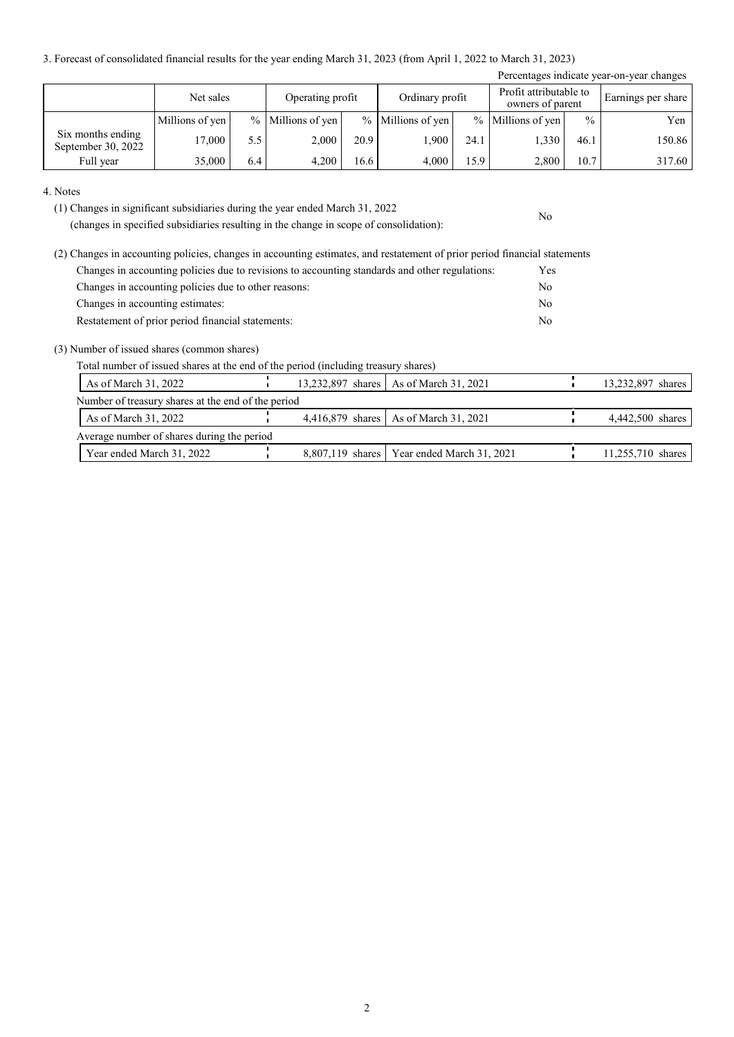3. Forecast of consolidated financial results for the year ending March 31, 2023 (from April 1, 2022 to March 31, 2023)

Percentages indicate year-on-year changes

| | Net sales | | Operating profit | | Ordinary profit | | Profit attributable to owners of parent | | Earnings per share |
|---|---|---|---|---|---|---|---|---|---|
| | Millions of yen | % | Millions of yen | % | Millions of yen | % | Millions of yen | % | Yen |
| Six months ending September 30, 2022 | 17,000 | 5.5 | 2,000 | 20.9 | 1,900 | 24.1 | 1,330 | 46.1 | 150.86 |
| Full year | 35,000 | 6.4 | 4,200 | 16.6 | 4,000 | 15.9 | 2,800 | 10.7 | 317.60 |

4. Notes

(1) Changes in significant subsidiaries during the year ended March 31, 2022 (changes in specified subsidiaries resulting in the change in scope of consolidation): No

(2) Changes in accounting policies, changes in accounting estimates, and restatement of prior period financial statements

| | |
|---|---|
| Changes in accounting policies due to revisions to accounting standards and other regulations: | Yes |
| Changes in accounting policies due to other reasons: | No |
| Changes in accounting estimates: | No |
| Restatement of prior period financial statements: | No |

(3) Number of issued shares (common shares)

Total number of issued shares at the end of the period (including treasury shares)

| | | | |
|---|---|---|---|
| As of March 31, 2022 | 13,232,897 shares | As of March 31, 2021 | 13,232,897 shares |

Number of treasury shares at the end of the period

| | | | |
|---|---|---|---|
| As of March 31, 2022 | 4,416,879 shares | As of March 31, 2021 | 4,442,500 shares |

Average number of shares during the period

| | | | |
|---|---|---|---|
| Year ended March 31, 2022 | 8,807,119 shares | Year ended March 31, 2021 | 11,255,710 shares |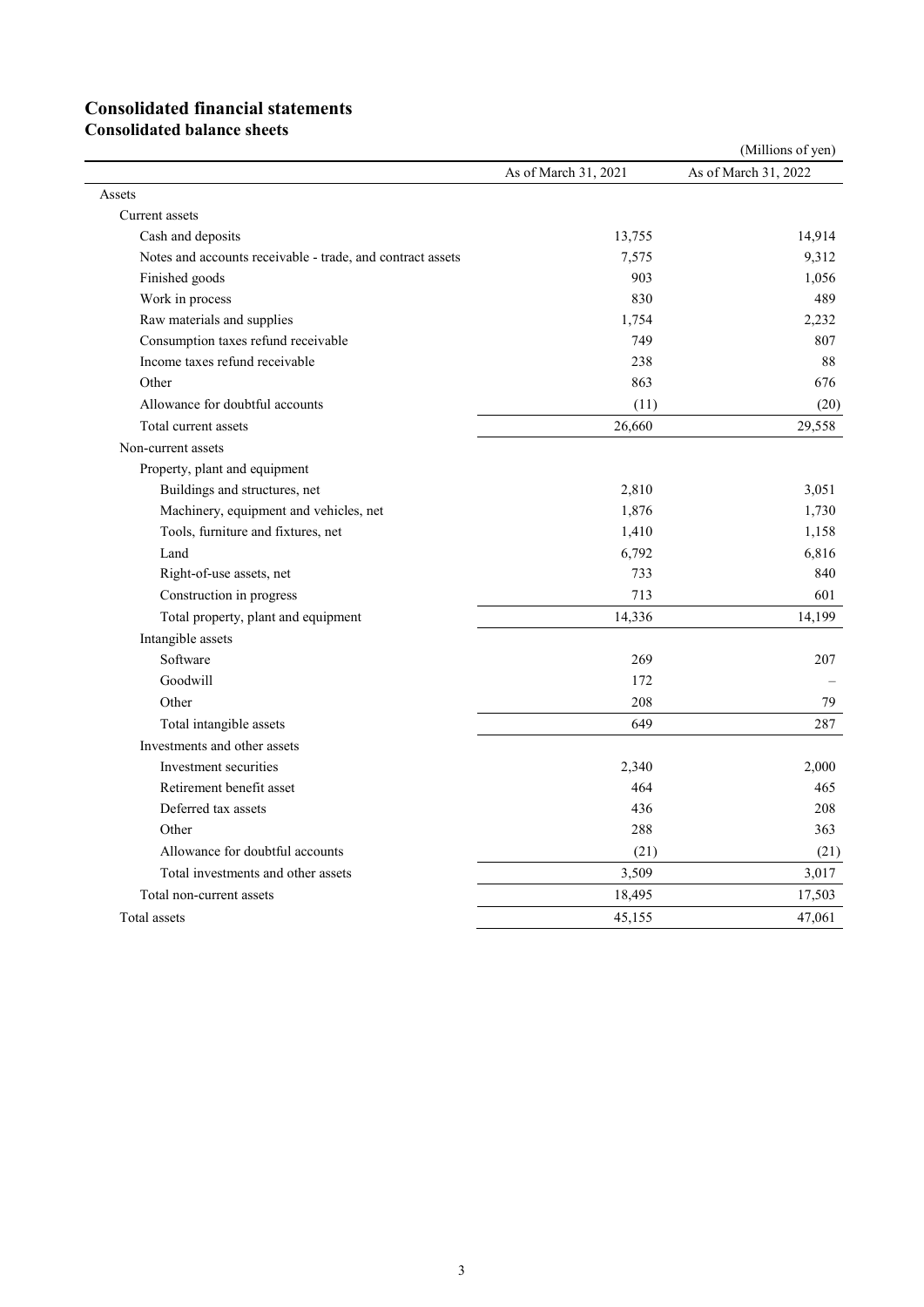## Consolidated financial statements

### Consolidated balance sheets

(Millions of yen)

| | As of March 31, 2021 | As of March 31, 2022 |
|---|---|---|
| Assets | | |
| Current assets | | |
| Cash and deposits | 13,755 | 14,914 |
| Notes and accounts receivable - trade, and contract assets | 7,575 | 9,312 |
| Finished goods | 903 | 1,056 |
| Work in process | 830 | 489 |
| Raw materials and supplies | 1,754 | 2,232 |
| Consumption taxes refund receivable | 749 | 807 |
| Income taxes refund receivable | 238 | 88 |
| Other | 863 | 676 |
| Allowance for doubtful accounts | (11) | (20) |
| Total current assets | 26,660 | 29,558 |
| Non-current assets | | |
| Property, plant and equipment | | |
| Buildings and structures, net | 2,810 | 3,051 |
| Machinery, equipment and vehicles, net | 1,876 | 1,730 |
| Tools, furniture and fixtures, net | 1,410 | 1,158 |
| Land | 6,792 | 6,816 |
| Right-of-use assets, net | 733 | 840 |
| Construction in progress | 713 | 601 |
| Total property, plant and equipment | 14,336 | 14,199 |
| Intangible assets | | |
| Software | 269 | 207 |
| Goodwill | 172 | – |
| Other | 208 | 79 |
| Total intangible assets | 649 | 287 |
| Investments and other assets | | |
| Investment securities | 2,340 | 2,000 |
| Retirement benefit asset | 464 | 465 |
| Deferred tax assets | 436 | 208 |
| Other | 288 | 363 |
| Allowance for doubtful accounts | (21) | (21) |
| Total investments and other assets | 3,509 | 3,017 |
| Total non-current assets | 18,495 | 17,503 |
| Total assets | 45,155 | 47,061 |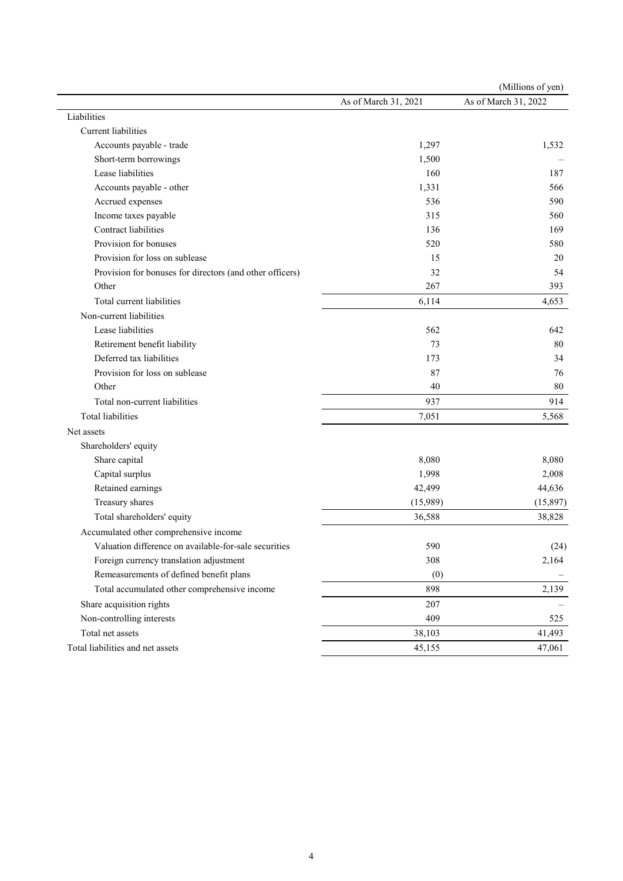(Millions of yen)

| | As of March 31, 2021 | As of March 31, 2022 |
|---|---|---|
| Liabilities | | |
| Current liabilities | | |
| Accounts payable - trade | 1,297 | 1,532 |
| Short-term borrowings | 1,500 | – |
| Lease liabilities | 160 | 187 |
| Accounts payable - other | 1,331 | 566 |
| Accrued expenses | 536 | 590 |
| Income taxes payable | 315 | 560 |
| Contract liabilities | 136 | 169 |
| Provision for bonuses | 520 | 580 |
| Provision for loss on sublease | 15 | 20 |
| Provision for bonuses for directors (and other officers) | 32 | 54 |
| Other | 267 | 393 |
| Total current liabilities | 6,114 | 4,653 |
| Non-current liabilities | | |
| Lease liabilities | 562 | 642 |
| Retirement benefit liability | 73 | 80 |
| Deferred tax liabilities | 173 | 34 |
| Provision for loss on sublease | 87 | 76 |
| Other | 40 | 80 |
| Total non-current liabilities | 937 | 914 |
| Total liabilities | 7,051 | 5,568 |
| Net assets | | |
| Shareholders' equity | | |
| Share capital | 8,080 | 8,080 |
| Capital surplus | 1,998 | 2,008 |
| Retained earnings | 42,499 | 44,636 |
| Treasury shares | (15,989) | (15,897) |
| Total shareholders' equity | 36,588 | 38,828 |
| Accumulated other comprehensive income | | |
| Valuation difference on available-for-sale securities | 590 | (24) |
| Foreign currency translation adjustment | 308 | 2,164 |
| Remeasurements of defined benefit plans | (0) | – |
| Total accumulated other comprehensive income | 898 | 2,139 |
| Share acquisition rights | 207 | – |
| Non-controlling interests | 409 | 525 |
| Total net assets | 38,103 | 41,493 |
| Total liabilities and net assets | 45,155 | 47,061 |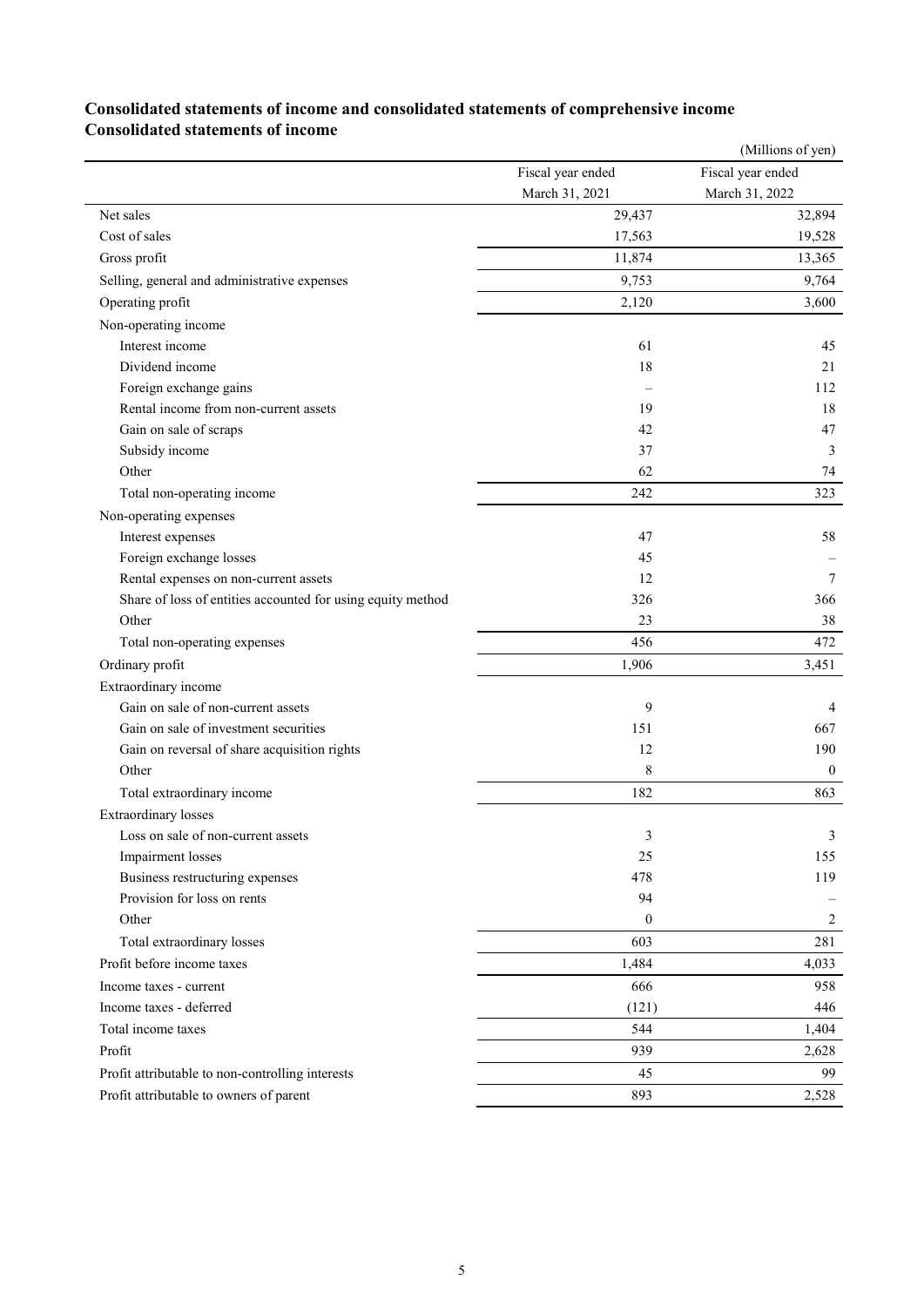## Consolidated statements of income and consolidated statements of comprehensive income

### Consolidated statements of income

(Millions of yen)

| | Fiscal year ended March 31, 2021 | Fiscal year ended March 31, 2022 |
|---|---|---|
| Net sales | 29,437 | 32,894 |
| Cost of sales | 17,563 | 19,528 |
| Gross profit | 11,874 | 13,365 |
| Selling, general and administrative expenses | 9,753 | 9,764 |
| Operating profit | 2,120 | 3,600 |
| Non-operating income | | |
| Interest income | 61 | 45 |
| Dividend income | 18 | 21 |
| Foreign exchange gains | – | 112 |
| Rental income from non-current assets | 19 | 18 |
| Gain on sale of scraps | 42 | 47 |
| Subsidy income | 37 | 3 |
| Other | 62 | 74 |
| Total non-operating income | 242 | 323 |
| Non-operating expenses | | |
| Interest expenses | 47 | 58 |
| Foreign exchange losses | 45 | – |
| Rental expenses on non-current assets | 12 | 7 |
| Share of loss of entities accounted for using equity method | 326 | 366 |
| Other | 23 | 38 |
| Total non-operating expenses | 456 | 472 |
| Ordinary profit | 1,906 | 3,451 |
| Extraordinary income | | |
| Gain on sale of non-current assets | 9 | 4 |
| Gain on sale of investment securities | 151 | 667 |
| Gain on reversal of share acquisition rights | 12 | 190 |
| Other | 8 | 0 |
| Total extraordinary income | 182 | 863 |
| Extraordinary losses | | |
| Loss on sale of non-current assets | 3 | 3 |
| Impairment losses | 25 | 155 |
| Business restructuring expenses | 478 | 119 |
| Provision for loss on rents | 94 | – |
| Other | 0 | 2 |
| Total extraordinary losses | 603 | 281 |
| Profit before income taxes | 1,484 | 4,033 |
| Income taxes - current | 666 | 958 |
| Income taxes - deferred | (121) | 446 |
| Total income taxes | 544 | 1,404 |
| Profit | 939 | 2,628 |
| Profit attributable to non-controlling interests | 45 | 99 |
| Profit attributable to owners of parent | 893 | 2,528 |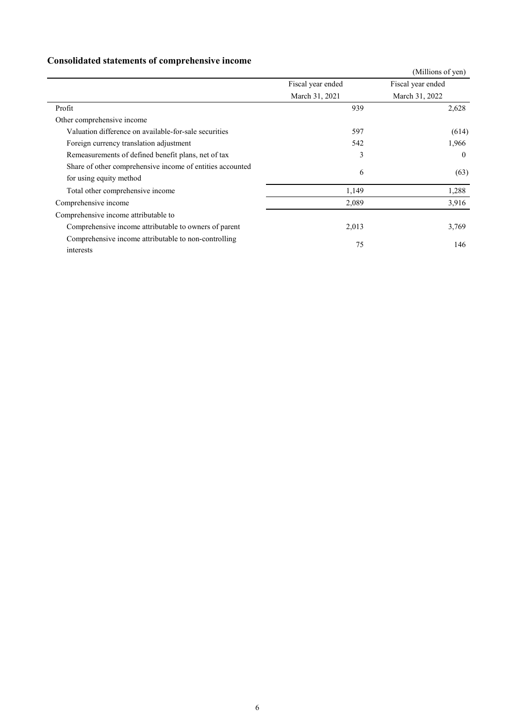## Consolidated statements of comprehensive income

(Millions of yen)

| | Fiscal year ended March 31, 2021 | Fiscal year ended March 31, 2022 |
|---|---|---|
| Profit | 939 | 2,628 |
| Other comprehensive income | | |
| Valuation difference on available-for-sale securities | 597 | (614) |
| Foreign currency translation adjustment | 542 | 1,966 |
| Remeasurements of defined benefit plans, net of tax | 3 | 0 |
| Share of other comprehensive income of entities accounted for using equity method | 6 | (63) |
| Total other comprehensive income | 1,149 | 1,288 |
| Comprehensive income | 2,089 | 3,916 |
| Comprehensive income attributable to | | |
| Comprehensive income attributable to owners of parent | 2,013 | 3,769 |
| Comprehensive income attributable to non-controlling interests | 75 | 146 |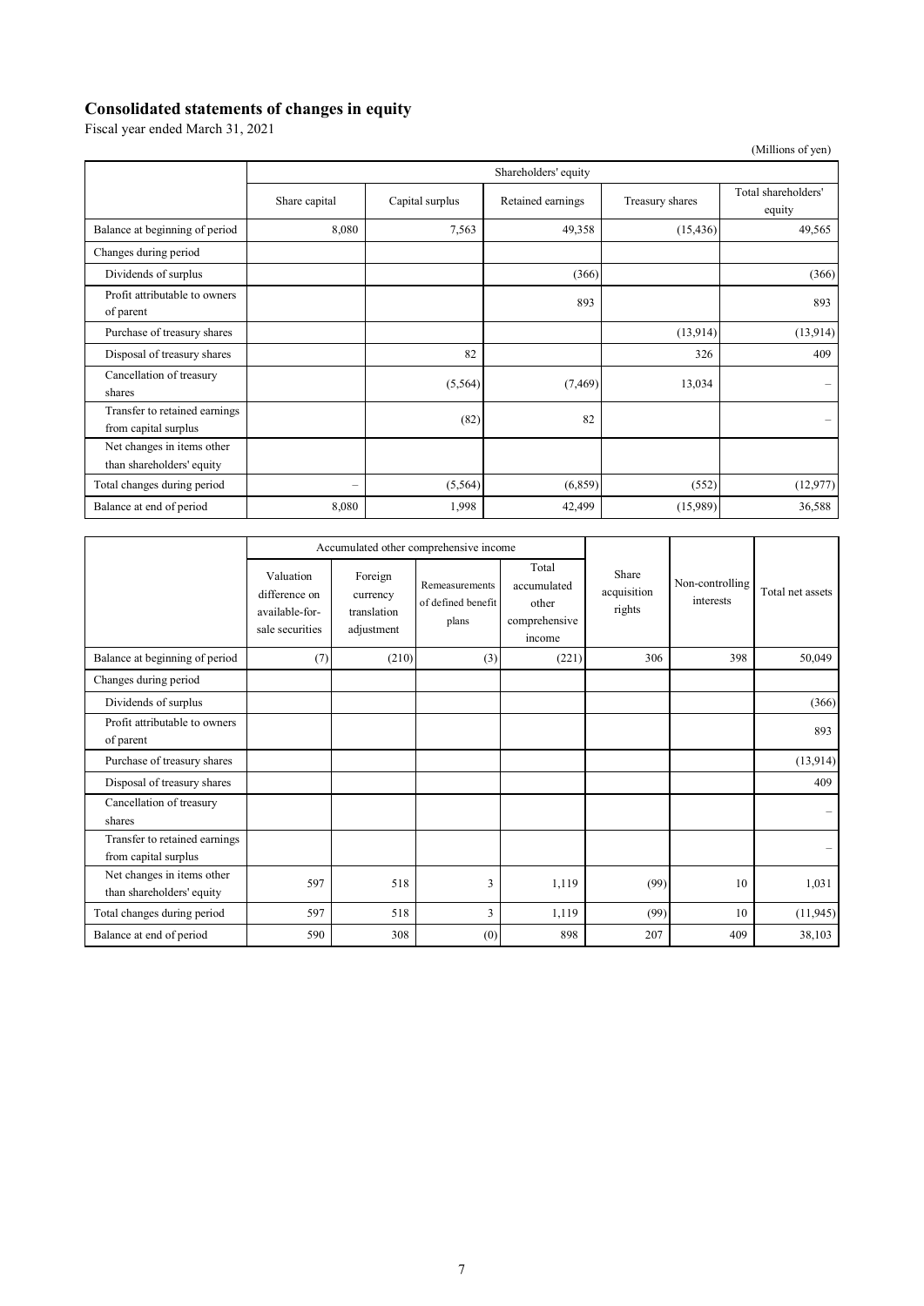## Consolidated statements of changes in equity

Fiscal year ended March 31, 2021

(Millions of yen)

| | Shareholders' equity | | | | |
|---|---|---|---|---|---|
| | Share capital | Capital surplus | Retained earnings | Treasury shares | Total shareholders' equity |
| Balance at beginning of period | 8,080 | 7,563 | 49,358 | (15,436) | 49,565 |
| Changes during period | | | | | |
| Dividends of surplus | | | (366) | | (366) |
| Profit attributable to owners of parent | | | 893 | | 893 |
| Purchase of treasury shares | | | | (13,914) | (13,914) |
| Disposal of treasury shares | | 82 | | 326 | 409 |
| Cancellation of treasury shares | | (5,564) | (7,469) | 13,034 | – |
| Transfer to retained earnings from capital surplus | | (82) | 82 | | – |
| Net changes in items other than shareholders' equity | | | | | |
| Total changes during period | – | (5,564) | (6,859) | (552) | (12,977) |
| Balance at end of period | 8,080 | 1,998 | 42,499 | (15,989) | 36,588 |

| | Accumulated other comprehensive income | | | | Share acquisition rights | Non-controlling interests | Total net assets |
|---|---|---|---|---|---|---|---|
| | Valuation difference on available-for-sale securities | Foreign currency translation adjustment | Remeasurements of defined benefit plans | Total accumulated other comprehensive income | | | |
| Balance at beginning of period | (7) | (210) | (3) | (221) | 306 | 398 | 50,049 |
| Changes during period | | | | | | | |
| Dividends of surplus | | | | | | | (366) |
| Profit attributable to owners of parent | | | | | | | 893 |
| Purchase of treasury shares | | | | | | | (13,914) |
| Disposal of treasury shares | | | | | | | 409 |
| Cancellation of treasury shares | | | | | | | – |
| Transfer to retained earnings from capital surplus | | | | | | | – |
| Net changes in items other than shareholders' equity | 597 | 518 | 3 | 1,119 | (99) | 10 | 1,031 |
| Total changes during period | 597 | 518 | 3 | 1,119 | (99) | 10 | (11,945) |
| Balance at end of period | 590 | 308 | (0) | 898 | 207 | 409 | 38,103 |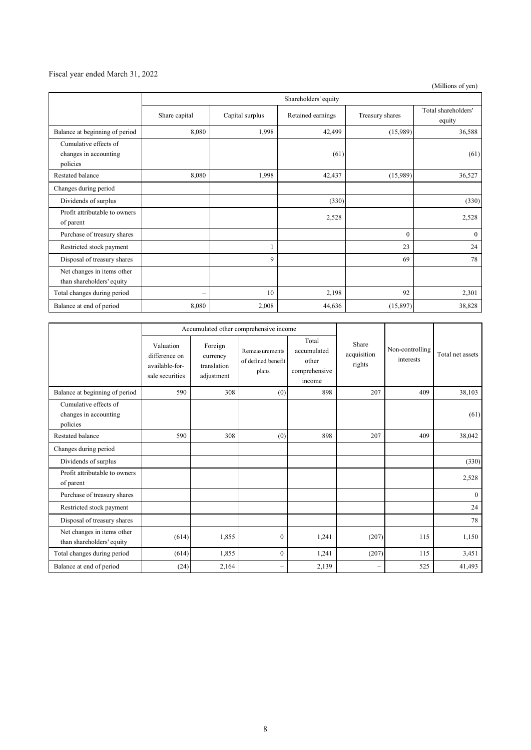Fiscal year ended March 31, 2022

(Millions of yen)

| | Shareholders' equity | | | | |
|---|---|---|---|---|---|
| | Share capital | Capital surplus | Retained earnings | Treasury shares | Total shareholders' equity |
| Balance at beginning of period | 8,080 | 1,998 | 42,499 | (15,989) | 36,588 |
| Cumulative effects of changes in accounting policies | | | (61) | | (61) |
| Restated balance | 8,080 | 1,998 | 42,437 | (15,989) | 36,527 |
| Changes during period | | | | | |
| Dividends of surplus | | | (330) | | (330) |
| Profit attributable to owners of parent | | | 2,528 | | 2,528 |
| Purchase of treasury shares | | | | 0 | 0 |
| Restricted stock payment | | 1 | | 23 | 24 |
| Disposal of treasury shares | | 9 | | 69 | 78 |
| Net changes in items other than shareholders' equity | | | | | |
| Total changes during period | – | 10 | 2,198 | 92 | 2,301 |
| Balance at end of period | 8,080 | 2,008 | 44,636 | (15,897) | 38,828 |

| | Accumulated other comprehensive income | | | | Share acquisition rights | Non-controlling interests | Total net assets |
|---|---|---|---|---|---|---|---|
| | Valuation difference on available-for-sale securities | Foreign currency translation adjustment | Remeasurements of defined benefit plans | Total accumulated other comprehensive income | | | |
| Balance at beginning of period | 590 | 308 | (0) | 898 | 207 | 409 | 38,103 |
| Cumulative effects of changes in accounting policies | | | | | | | (61) |
| Restated balance | 590 | 308 | (0) | 898 | 207 | 409 | 38,042 |
| Changes during period | | | | | | | |
| Dividends of surplus | | | | | | | (330) |
| Profit attributable to owners of parent | | | | | | | 2,528 |
| Purchase of treasury shares | | | | | | | 0 |
| Restricted stock payment | | | | | | | 24 |
| Disposal of treasury shares | | | | | | | 78 |
| Net changes in items other than shareholders' equity | (614) | 1,855 | 0 | 1,241 | (207) | 115 | 1,150 |
| Total changes during period | (614) | 1,855 | 0 | 1,241 | (207) | 115 | 3,451 |
| Balance at end of period | (24) | 2,164 | – | 2,139 | – | 525 | 41,493 |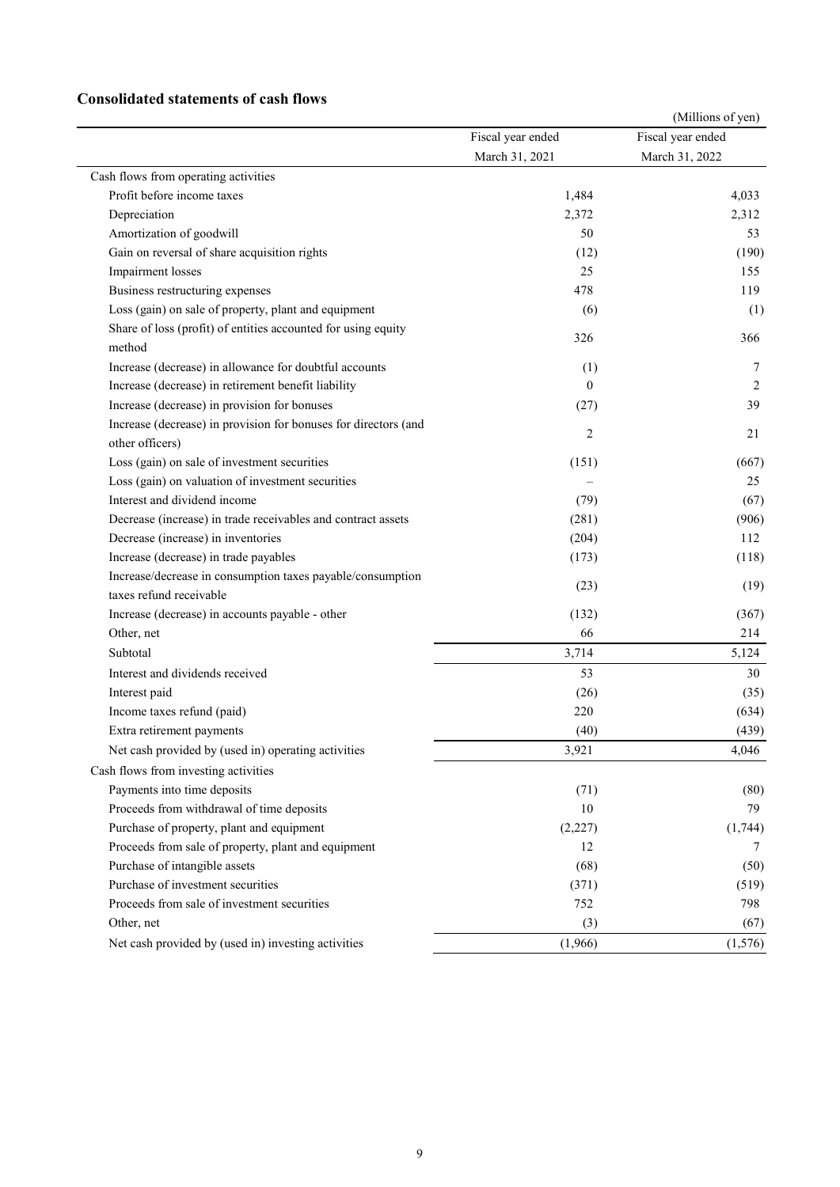## Consolidated statements of cash flows

(Millions of yen)

| | Fiscal year ended March 31, 2021 | Fiscal year ended March 31, 2022 |
|---|---|---|
| Cash flows from operating activities | | |
| Profit before income taxes | 1,484 | 4,033 |
| Depreciation | 2,372 | 2,312 |
| Amortization of goodwill | 50 | 53 |
| Gain on reversal of share acquisition rights | (12) | (190) |
| Impairment losses | 25 | 155 |
| Business restructuring expenses | 478 | 119 |
| Loss (gain) on sale of property, plant and equipment | (6) | (1) |
| Share of loss (profit) of entities accounted for using equity method | 326 | 366 |
| Increase (decrease) in allowance for doubtful accounts | (1) | 7 |
| Increase (decrease) in retirement benefit liability | 0 | 2 |
| Increase (decrease) in provision for bonuses | (27) | 39 |
| Increase (decrease) in provision for bonuses for directors (and other officers) | 2 | 21 |
| Loss (gain) on sale of investment securities | (151) | (667) |
| Loss (gain) on valuation of investment securities | – | 25 |
| Interest and dividend income | (79) | (67) |
| Decrease (increase) in trade receivables and contract assets | (281) | (906) |
| Decrease (increase) in inventories | (204) | 112 |
| Increase (decrease) in trade payables | (173) | (118) |
| Increase/decrease in consumption taxes payable/consumption taxes refund receivable | (23) | (19) |
| Increase (decrease) in accounts payable - other | (132) | (367) |
| Other, net | 66 | 214 |
| Subtotal | 3,714 | 5,124 |
| Interest and dividends received | 53 | 30 |
| Interest paid | (26) | (35) |
| Income taxes refund (paid) | 220 | (634) |
| Extra retirement payments | (40) | (439) |
| Net cash provided by (used in) operating activities | 3,921 | 4,046 |
| Cash flows from investing activities | | |
| Payments into time deposits | (71) | (80) |
| Proceeds from withdrawal of time deposits | 10 | 79 |
| Purchase of property, plant and equipment | (2,227) | (1,744) |
| Proceeds from sale of property, plant and equipment | 12 | 7 |
| Purchase of intangible assets | (68) | (50) |
| Purchase of investment securities | (371) | (519) |
| Proceeds from sale of investment securities | 752 | 798 |
| Other, net | (3) | (67) |
| Net cash provided by (used in) investing activities | (1,966) | (1,576) |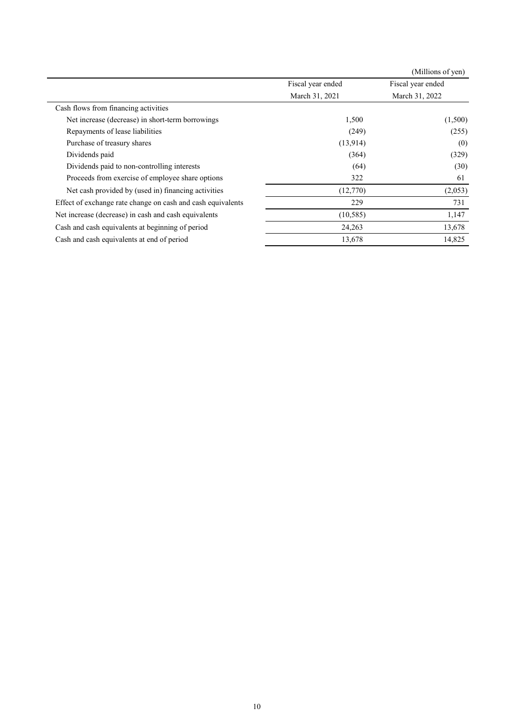(Millions of yen)

| | Fiscal year ended March 31, 2021 | Fiscal year ended March 31, 2022 |
|---|---|---|
| Cash flows from financing activities | | |
| Net increase (decrease) in short-term borrowings | 1,500 | (1,500) |
| Repayments of lease liabilities | (249) | (255) |
| Purchase of treasury shares | (13,914) | (0) |
| Dividends paid | (364) | (329) |
| Dividends paid to non-controlling interests | (64) | (30) |
| Proceeds from exercise of employee share options | 322 | 61 |
| Net cash provided by (used in) financing activities | (12,770) | (2,053) |
| Effect of exchange rate change on cash and cash equivalents | 229 | 731 |
| Net increase (decrease) in cash and cash equivalents | (10,585) | 1,147 |
| Cash and cash equivalents at beginning of period | 24,263 | 13,678 |
| Cash and cash equivalents at end of period | 13,678 | 14,825 |